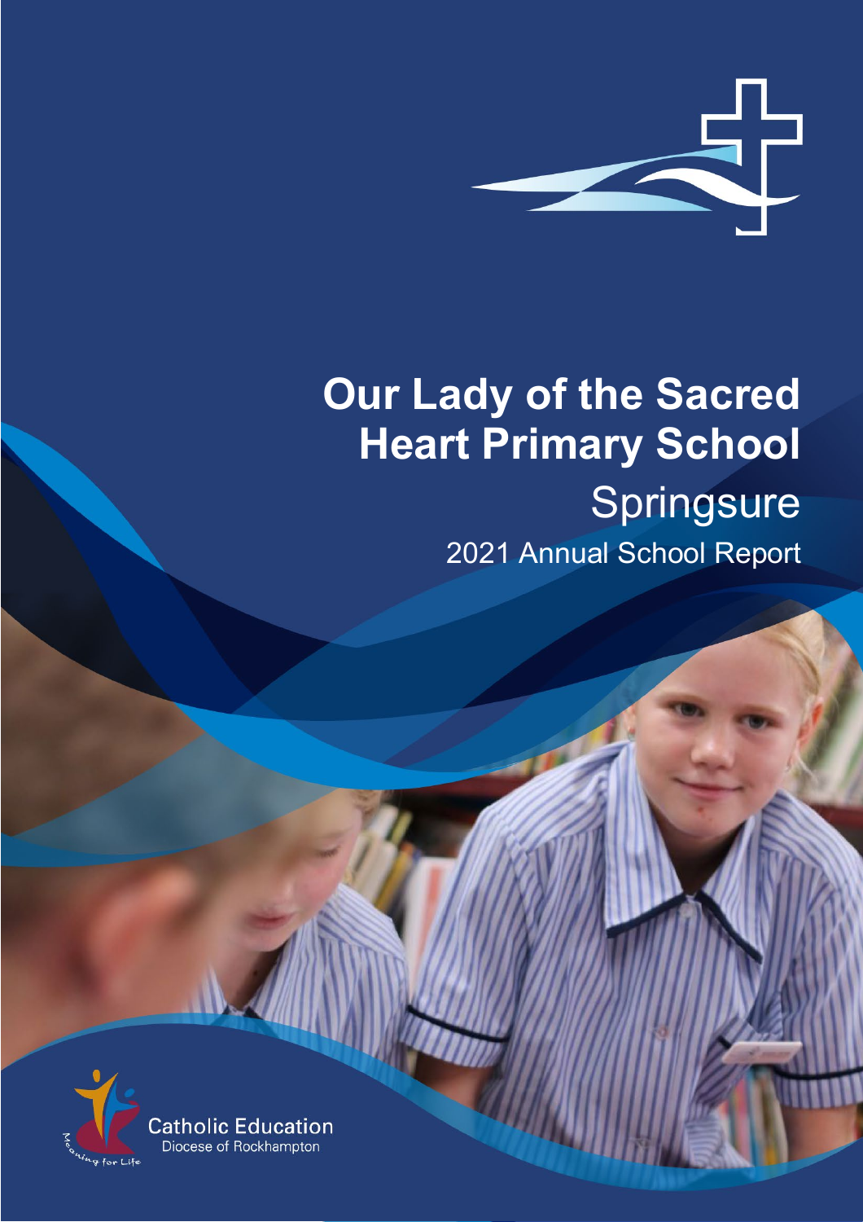# Our Lady of the Sacred Heart Primary School

## Springsure

2021 Annual School Report

Catholic Education
Diocese of Rockhampton

Meaning for Life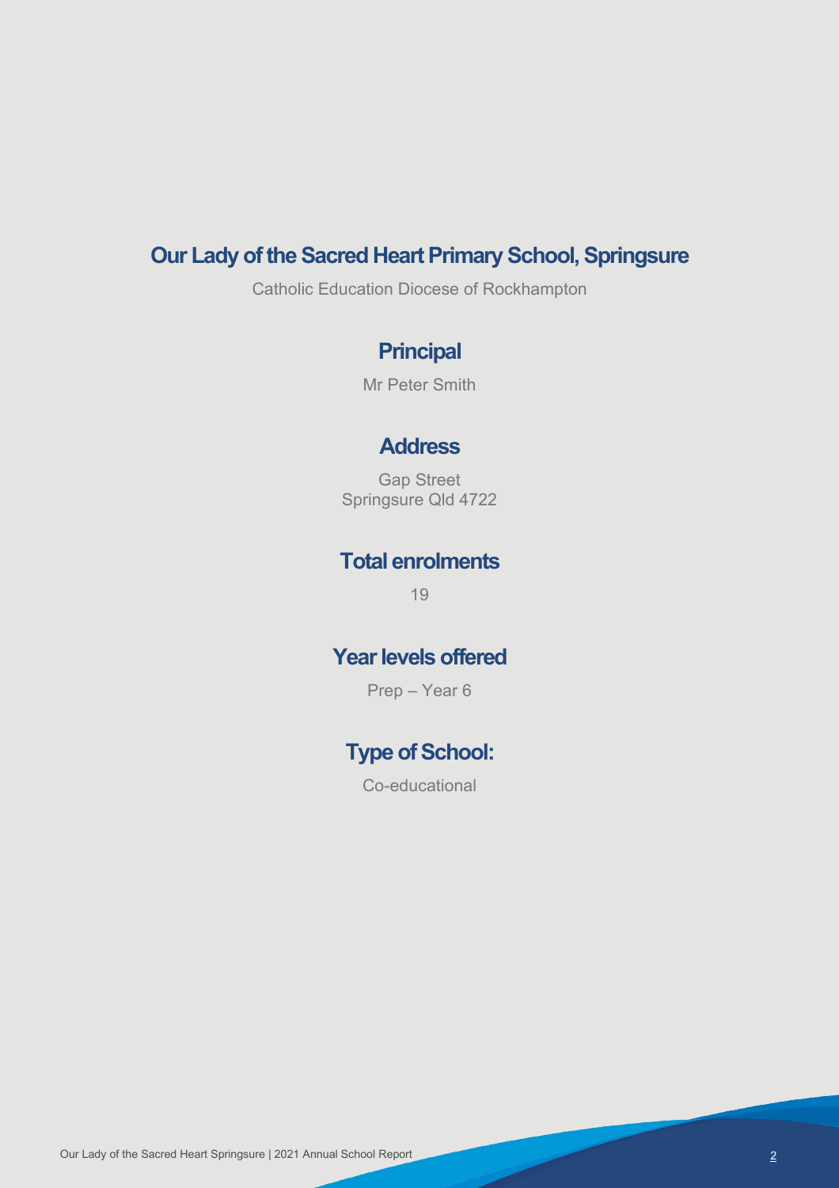# Our Lady of the Sacred Heart Primary School, Springsure

Catholic Education Diocese of Rockhampton

## Principal

Mr Peter Smith

## Address

Gap Street
Springsure Qld 4722

## Total enrolments

19

## Year levels offered

Prep – Year 6

## Type of School:

Co-educational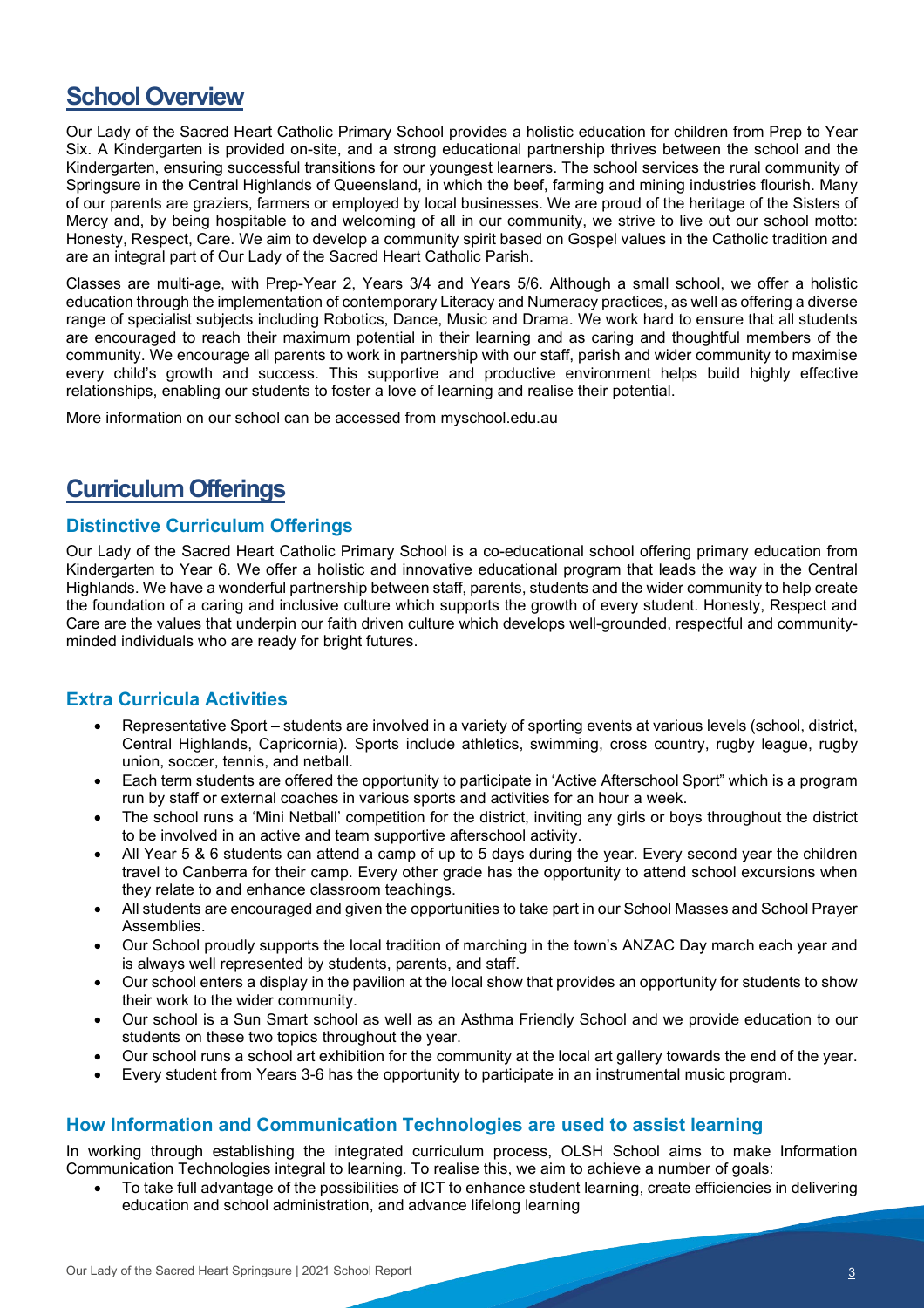# School Overview

Our Lady of the Sacred Heart Catholic Primary School provides a holistic education for children from Prep to Year Six. A Kindergarten is provided on-site, and a strong educational partnership thrives between the school and the Kindergarten, ensuring successful transitions for our youngest learners. The school services the rural community of Springsure in the Central Highlands of Queensland, in which the beef, farming and mining industries flourish. Many of our parents are graziers, farmers or employed by local businesses. We are proud of the heritage of the Sisters of Mercy and, by being hospitable to and welcoming of all in our community, we strive to live out our school motto: Honesty, Respect, Care. We aim to develop a community spirit based on Gospel values in the Catholic tradition and are an integral part of Our Lady of the Sacred Heart Catholic Parish.

Classes are multi-age, with Prep-Year 2, Years 3/4 and Years 5/6. Although a small school, we offer a holistic education through the implementation of contemporary Literacy and Numeracy practices, as well as offering a diverse range of specialist subjects including Robotics, Dance, Music and Drama. We work hard to ensure that all students are encouraged to reach their maximum potential in their learning and as caring and thoughtful members of the community. We encourage all parents to work in partnership with our staff, parish and wider community to maximise every child's growth and success. This supportive and productive environment helps build highly effective relationships, enabling our students to foster a love of learning and realise their potential.

More information on our school can be accessed from myschool.edu.au

# Curriculum Offerings

## Distinctive Curriculum Offerings

Our Lady of the Sacred Heart Catholic Primary School is a co-educational school offering primary education from Kindergarten to Year 6. We offer a holistic and innovative educational program that leads the way in the Central Highlands. We have a wonderful partnership between staff, parents, students and the wider community to help create the foundation of a caring and inclusive culture which supports the growth of every student. Honesty, Respect and Care are the values that underpin our faith driven culture which develops well-grounded, respectful and community-minded individuals who are ready for bright futures.

## Extra Curricula Activities

- Representative Sport – students are involved in a variety of sporting events at various levels (school, district, Central Highlands, Capricornia). Sports include athletics, swimming, cross country, rugby league, rugby union, soccer, tennis, and netball.
- Each term students are offered the opportunity to participate in 'Active Afterschool Sport" which is a program run by staff or external coaches in various sports and activities for an hour a week.
- The school runs a 'Mini Netball' competition for the district, inviting any girls or boys throughout the district to be involved in an active and team supportive afterschool activity.
- All Year 5 & 6 students can attend a camp of up to 5 days during the year. Every second year the children travel to Canberra for their camp. Every other grade has the opportunity to attend school excursions when they relate to and enhance classroom teachings.
- All students are encouraged and given the opportunities to take part in our School Masses and School Prayer Assemblies.
- Our School proudly supports the local tradition of marching in the town's ANZAC Day march each year and is always well represented by students, parents, and staff.
- Our school enters a display in the pavilion at the local show that provides an opportunity for students to show their work to the wider community.
- Our school is a Sun Smart school as well as an Asthma Friendly School and we provide education to our students on these two topics throughout the year.
- Our school runs a school art exhibition for the community at the local art gallery towards the end of the year.
- Every student from Years 3-6 has the opportunity to participate in an instrumental music program.

## How Information and Communication Technologies are used to assist learning

In working through establishing the integrated curriculum process, OLSH School aims to make Information Communication Technologies integral to learning. To realise this, we aim to achieve a number of goals:

- To take full advantage of the possibilities of ICT to enhance student learning, create efficiencies in delivering education and school administration, and advance lifelong learning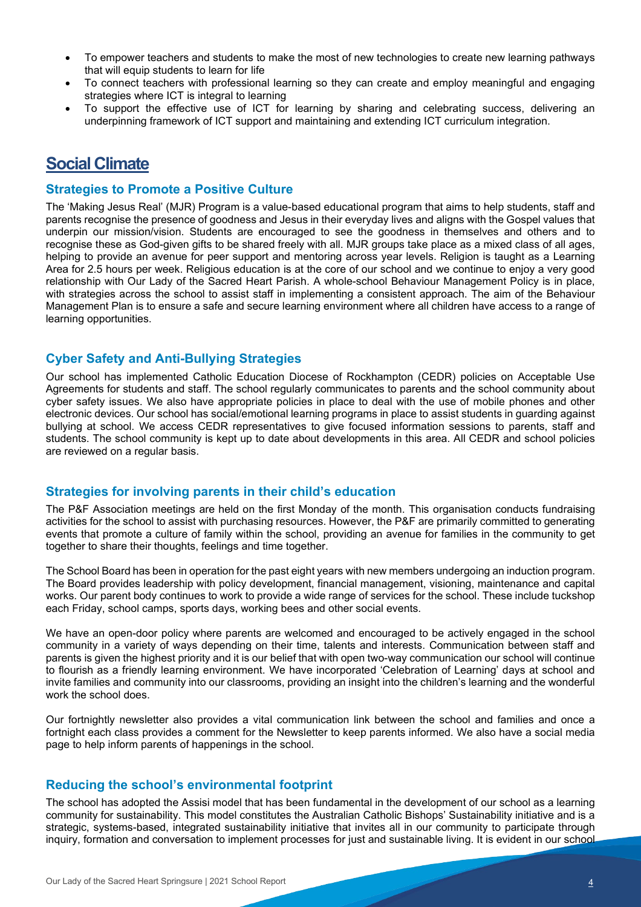- To empower teachers and students to make the most of new technologies to create new learning pathways that will equip students to learn for life
- To connect teachers with professional learning so they can create and employ meaningful and engaging strategies where ICT is integral to learning
- To support the effective use of ICT for learning by sharing and celebrating success, delivering an underpinning framework of ICT support and maintaining and extending ICT curriculum integration.

## Social Climate

### Strategies to Promote a Positive Culture

The 'Making Jesus Real' (MJR) Program is a value-based educational program that aims to help students, staff and parents recognise the presence of goodness and Jesus in their everyday lives and aligns with the Gospel values that underpin our mission/vision. Students are encouraged to see the goodness in themselves and others and to recognise these as God-given gifts to be shared freely with all. MJR groups take place as a mixed class of all ages, helping to provide an avenue for peer support and mentoring across year levels. Religion is taught as a Learning Area for 2.5 hours per week. Religious education is at the core of our school and we continue to enjoy a very good relationship with Our Lady of the Sacred Heart Parish. A whole-school Behaviour Management Policy is in place, with strategies across the school to assist staff in implementing a consistent approach. The aim of the Behaviour Management Plan is to ensure a safe and secure learning environment where all children have access to a range of learning opportunities.

### Cyber Safety and Anti-Bullying Strategies

Our school has implemented Catholic Education Diocese of Rockhampton (CEDR) policies on Acceptable Use Agreements for students and staff. The school regularly communicates to parents and the school community about cyber safety issues. We also have appropriate policies in place to deal with the use of mobile phones and other electronic devices. Our school has social/emotional learning programs in place to assist students in guarding against bullying at school. We access CEDR representatives to give focused information sessions to parents, staff and students. The school community is kept up to date about developments in this area. All CEDR and school policies are reviewed on a regular basis.

### Strategies for involving parents in their child's education

The P&F Association meetings are held on the first Monday of the month. This organisation conducts fundraising activities for the school to assist with purchasing resources. However, the P&F are primarily committed to generating events that promote a culture of family within the school, providing an avenue for families in the community to get together to share their thoughts, feelings and time together.

The School Board has been in operation for the past eight years with new members undergoing an induction program. The Board provides leadership with policy development, financial management, visioning, maintenance and capital works. Our parent body continues to work to provide a wide range of services for the school. These include tuckshop each Friday, school camps, sports days, working bees and other social events.

We have an open-door policy where parents are welcomed and encouraged to be actively engaged in the school community in a variety of ways depending on their time, talents and interests. Communication between staff and parents is given the highest priority and it is our belief that with open two-way communication our school will continue to flourish as a friendly learning environment. We have incorporated 'Celebration of Learning' days at school and invite families and community into our classrooms, providing an insight into the children's learning and the wonderful work the school does.

Our fortnightly newsletter also provides a vital communication link between the school and families and once a fortnight each class provides a comment for the Newsletter to keep parents informed. We also have a social media page to help inform parents of happenings in the school.

### Reducing the school's environmental footprint

The school has adopted the Assisi model that has been fundamental in the development of our school as a learning community for sustainability. This model constitutes the Australian Catholic Bishops' Sustainability initiative and is a strategic, systems-based, integrated sustainability initiative that invites all in our community to participate through inquiry, formation and conversation to implement processes for just and sustainable living. It is evident in our school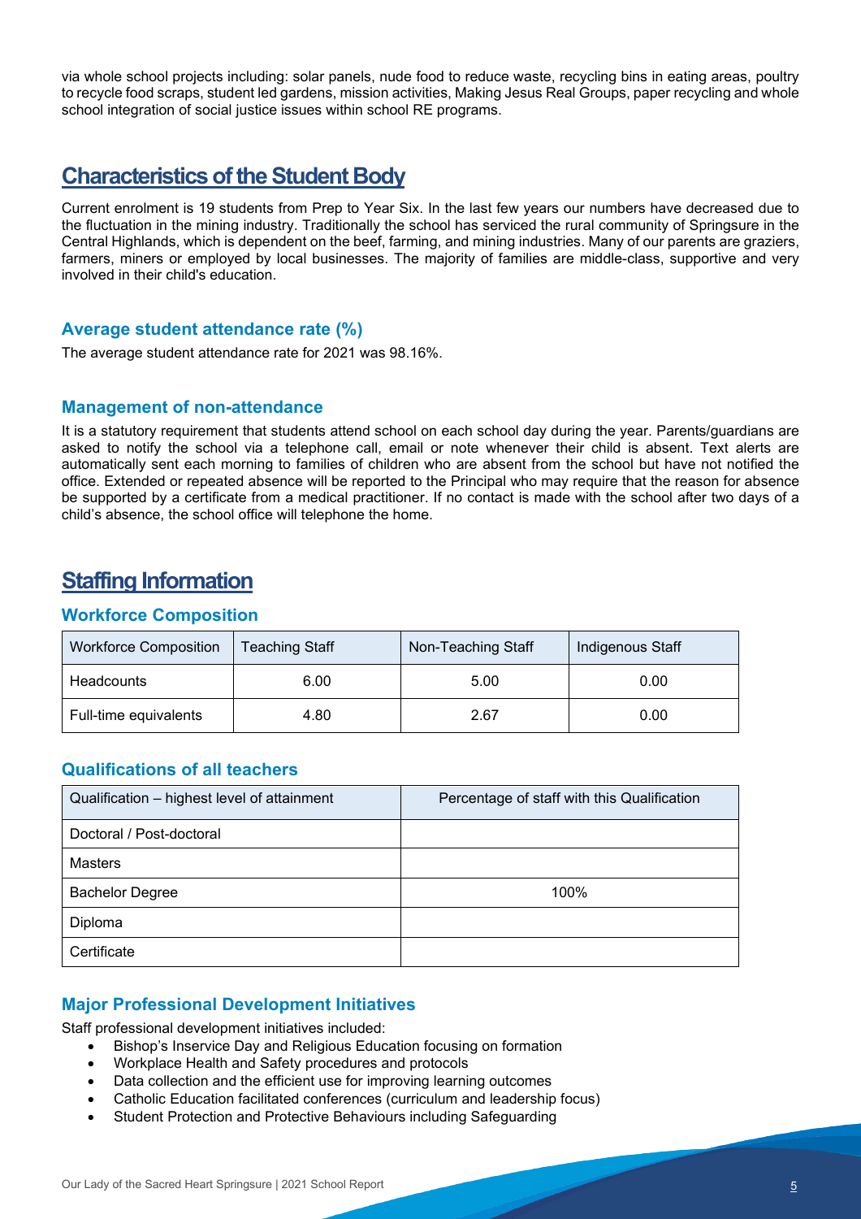via whole school projects including: solar panels, nude food to reduce waste, recycling bins in eating areas, poultry to recycle food scraps, student led gardens, mission activities, Making Jesus Real Groups, paper recycling and whole school integration of social justice issues within school RE programs.

## Characteristics of the Student Body

Current enrolment is 19 students from Prep to Year Six. In the last few years our numbers have decreased due to the fluctuation in the mining industry. Traditionally the school has serviced the rural community of Springsure in the Central Highlands, which is dependent on the beef, farming, and mining industries. Many of our parents are graziers, farmers, miners or employed by local businesses. The majority of families are middle-class, supportive and very involved in their child's education.

### Average student attendance rate (%)

The average student attendance rate for 2021 was 98.16%.

### Management of non-attendance

It is a statutory requirement that students attend school on each school day during the year. Parents/guardians are asked to notify the school via a telephone call, email or note whenever their child is absent. Text alerts are automatically sent each morning to families of children who are absent from the school but have not notified the office. Extended or repeated absence will be reported to the Principal who may require that the reason for absence be supported by a certificate from a medical practitioner. If no contact is made with the school after two days of a child's absence, the school office will telephone the home.

## Staffing Information

### Workforce Composition

| Workforce Composition | Teaching Staff | Non-Teaching Staff | Indigenous Staff |
|---|---|---|---|
| Headcounts | 6.00 | 5.00 | 0.00 |
| Full-time equivalents | 4.80 | 2.67 | 0.00 |

### Qualifications of all teachers

| Qualification – highest level of attainment | Percentage of staff with this Qualification |
|---|---|
| Doctoral / Post-doctoral | |
| Masters | |
| Bachelor Degree | 100% |
| Diploma | |
| Certificate | |

### Major Professional Development Initiatives

Staff professional development initiatives included:

- Bishop's Inservice Day and Religious Education focusing on formation
- Workplace Health and Safety procedures and protocols
- Data collection and the efficient use for improving learning outcomes
- Catholic Education facilitated conferences (curriculum and leadership focus)
- Student Protection and Protective Behaviours including Safeguarding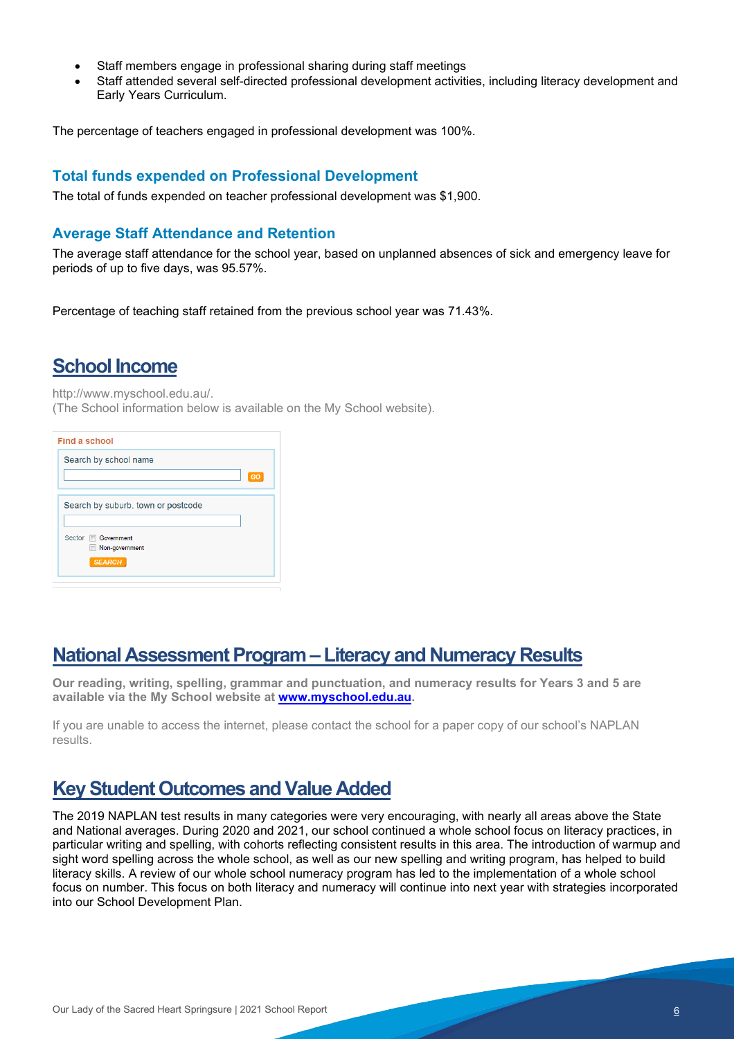- Staff members engage in professional sharing during staff meetings
- Staff attended several self-directed professional development activities, including literacy development and Early Years Curriculum.

The percentage of teachers engaged in professional development was 100%.

### Total funds expended on Professional Development

The total of funds expended on teacher professional development was $1,900.

### Average Staff Attendance and Retention

The average staff attendance for the school year, based on unplanned absences of sick and emergency leave for periods of up to five days, was 95.57%.

Percentage of teaching staff retained from the previous school year was 71.43%.

## School Income

http://www.myschool.edu.au/.
(The School information below is available on the My School website).

Find a school

Search by school name

GO

Search by suburb, town or postcode

Sector Government
Non-government

SEARCH

## National Assessment Program – Literacy and Numeracy Results

**Our reading, writing, spelling, grammar and punctuation, and numeracy results for Years 3 and 5 are available via the My School website at [www.myschool.edu.au](www.myschool.edu.au).**

If you are unable to access the internet, please contact the school for a paper copy of our school's NAPLAN results.

## Key Student Outcomes and Value Added

The 2019 NAPLAN test results in many categories were very encouraging, with nearly all areas above the State and National averages. During 2020 and 2021, our school continued a whole school focus on literacy practices, in particular writing and spelling, with cohorts reflecting consistent results in this area. The introduction of warmup and sight word spelling across the whole school, as well as our new spelling and writing program, has helped to build literacy skills. A review of our whole school numeracy program has led to the implementation of a whole school focus on number. This focus on both literacy and numeracy will continue into next year with strategies incorporated into our School Development Plan.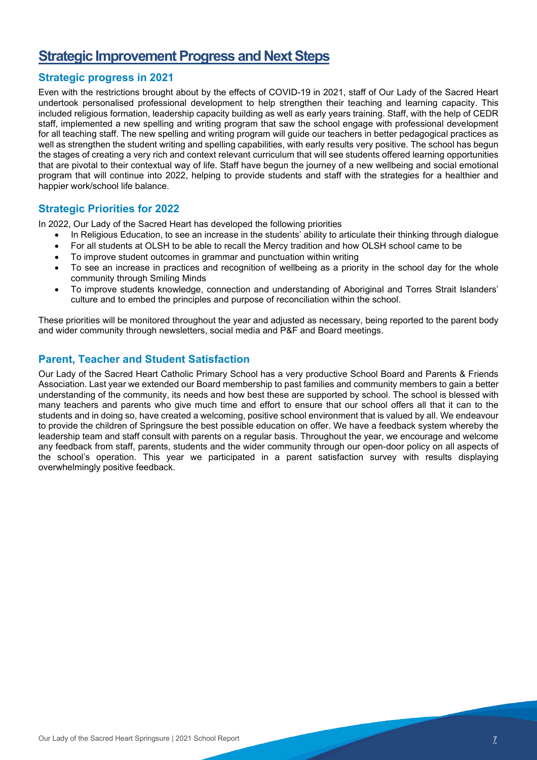# Strategic Improvement Progress and Next Steps

## Strategic progress in 2021

Even with the restrictions brought about by the effects of COVID-19 in 2021, staff of Our Lady of the Sacred Heart undertook personalised professional development to help strengthen their teaching and learning capacity. This included religious formation, leadership capacity building as well as early years training. Staff, with the help of CEDR staff, implemented a new spelling and writing program that saw the school engage with professional development for all teaching staff. The new spelling and writing program will guide our teachers in better pedagogical practices as well as strengthen the student writing and spelling capabilities, with early results very positive. The school has begun the stages of creating a very rich and context relevant curriculum that will see students offered learning opportunities that are pivotal to their contextual way of life. Staff have begun the journey of a new wellbeing and social emotional program that will continue into 2022, helping to provide students and staff with the strategies for a healthier and happier work/school life balance.

## Strategic Priorities for 2022

In 2022, Our Lady of the Sacred Heart has developed the following priorities

- In Religious Education, to see an increase in the students' ability to articulate their thinking through dialogue
- For all students at OLSH to be able to recall the Mercy tradition and how OLSH school came to be
- To improve student outcomes in grammar and punctuation within writing
- To see an increase in practices and recognition of wellbeing as a priority in the school day for the whole community through Smiling Minds
- To improve students knowledge, connection and understanding of Aboriginal and Torres Strait Islanders' culture and to embed the principles and purpose of reconciliation within the school.

These priorities will be monitored throughout the year and adjusted as necessary, being reported to the parent body and wider community through newsletters, social media and P&F and Board meetings.

## Parent, Teacher and Student Satisfaction

Our Lady of the Sacred Heart Catholic Primary School has a very productive School Board and Parents & Friends Association. Last year we extended our Board membership to past families and community members to gain a better understanding of the community, its needs and how best these are supported by school. The school is blessed with many teachers and parents who give much time and effort to ensure that our school offers all that it can to the students and in doing so, have created a welcoming, positive school environment that is valued by all. We endeavour to provide the children of Springsure the best possible education on offer. We have a feedback system whereby the leadership team and staff consult with parents on a regular basis. Throughout the year, we encourage and welcome any feedback from staff, parents, students and the wider community through our open-door policy on all aspects of the school's operation. This year we participated in a parent satisfaction survey with results displaying overwhelmingly positive feedback.